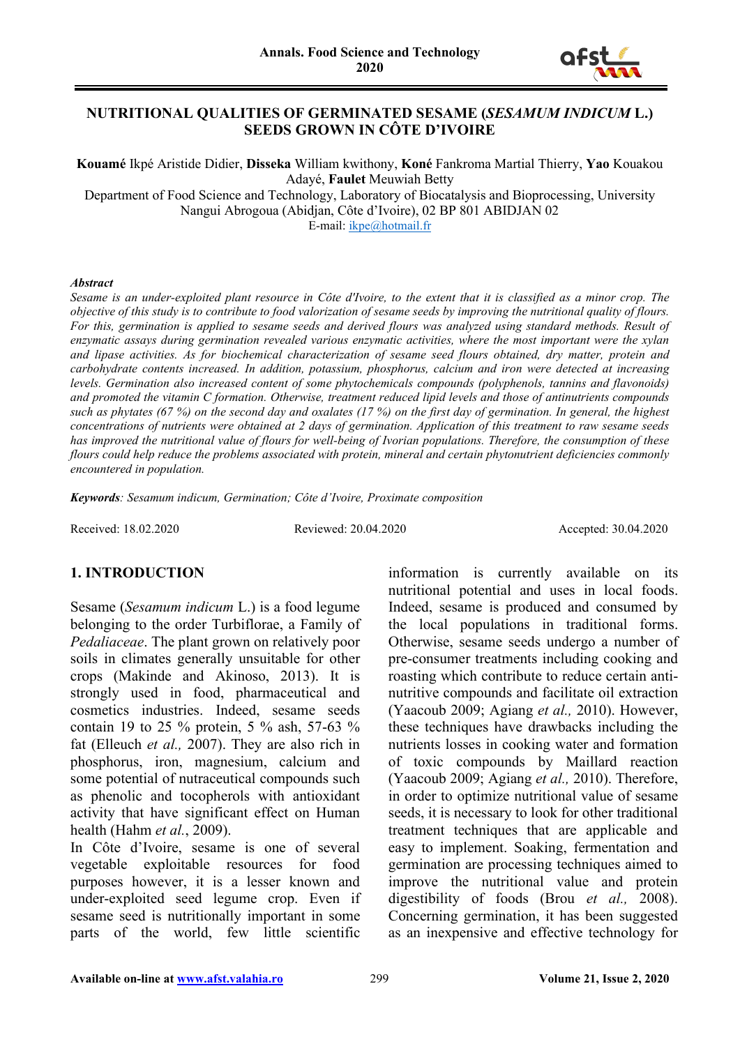# NUTRITIONAL QUALITIES OF GERMINATED SESAME (*SESAMUM INDICUM* L.) SEEDS GROWN IN CÔTE D'IVOIRE

**Kouamé** Ikpé Aristide Didier, **Disseka** William kwithony, **Koné** Fankroma Martial Thierry, **Yao** Kouakou Adayé, **Faulet** Meuwiah Betty

Department of Food Science and Technology, Laboratory of Biocatalysis and Bioprocessing, University Nangui Abrogoua (Abidjan, Côte d'Ivoire), 02 BP 801 ABIDJAN 02

E-mail: ikpe@hotmail.fr

***Abstract***

*Sesame is an under-exploited plant resource in Côte d'Ivoire, to the extent that it is classified as a minor crop. The objective of this study is to contribute to food valorization of sesame seeds by improving the nutritional quality of flours. For this, germination is applied to sesame seeds and derived flours was analyzed using standard methods. Result of enzymatic assays during germination revealed various enzymatic activities, where the most important were the xylan and lipase activities. As for biochemical characterization of sesame seed flours obtained, dry matter, protein and carbohydrate contents increased. In addition, potassium, phosphorus, calcium and iron were detected at increasing levels. Germination also increased content of some phytochemicals compounds (polyphenols, tannins and flavonoids) and promoted the vitamin C formation. Otherwise, treatment reduced lipid levels and those of antinutrients compounds such as phytates (67 %) on the second day and oxalates (17 %) on the first day of germination. In general, the highest concentrations of nutrients were obtained at 2 days of germination. Application of this treatment to raw sesame seeds has improved the nutritional value of flours for well-being of Ivorian populations. Therefore, the consumption of these flours could help reduce the problems associated with protein, mineral and certain phytonutrient deficiencies commonly encountered in population.*

***Keywords****: Sesamum indicum, Germination; Côte d'Ivoire, Proximate composition*

Received: 18.02.2020 Reviewed: 20.04.2020 Accepted: 30.04.2020

## 1. INTRODUCTION

Sesame (*Sesamum indicum* L.) is a food legume belonging to the order Turbiflorae, a Family of *Pedaliaceae*. The plant grown on relatively poor soils in climates generally unsuitable for other crops (Makinde and Akinoso, 2013). It is strongly used in food, pharmaceutical and cosmetics industries. Indeed, sesame seeds contain 19 to 25 % protein, 5 % ash, 57-63 % fat (Elleuch *et al.,* 2007). They are also rich in phosphorus, iron, magnesium, calcium and some potential of nutraceutical compounds such as phenolic and tocopherols with antioxidant activity that have significant effect on Human health (Hahm *et al.*, 2009).

In Côte d'Ivoire, sesame is one of several vegetable exploitable resources for food purposes however, it is a lesser known and under-exploited seed legume crop. Even if sesame seed is nutritionally important in some parts of the world, few little scientific information is currently available on its nutritional potential and uses in local foods. Indeed, sesame is produced and consumed by the local populations in traditional forms. Otherwise, sesame seeds undergo a number of pre-consumer treatments including cooking and roasting which contribute to reduce certain anti-nutritive compounds and facilitate oil extraction (Yaacoub 2009; Agiang *et al.,* 2010). However, these techniques have drawbacks including the nutrients losses in cooking water and formation of toxic compounds by Maillard reaction (Yaacoub 2009; Agiang *et al.,* 2010). Therefore, in order to optimize nutritional value of sesame seeds, it is necessary to look for other traditional treatment techniques that are applicable and easy to implement. Soaking, fermentation and germination are processing techniques aimed to improve the nutritional value and protein digestibility of foods (Brou *et al.,* 2008). Concerning germination, it has been suggested as an inexpensive and effective technology for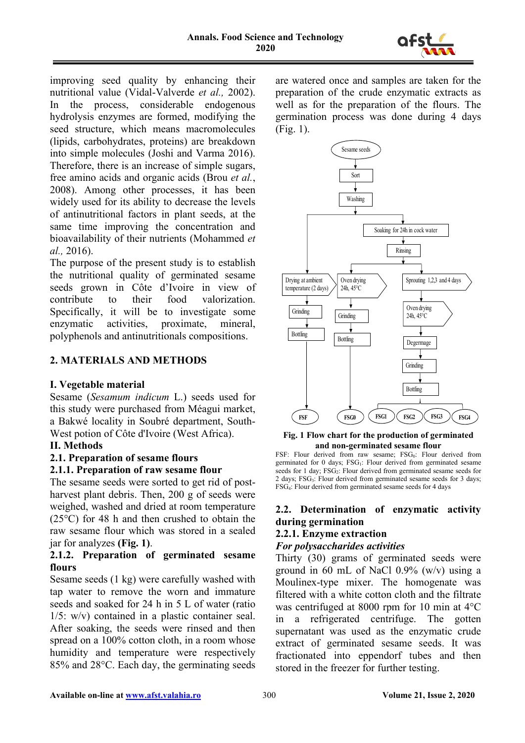improving seed quality by enhancing their nutritional value (Vidal-Valverde *et al.,* 2002). In the process, considerable endogenous hydrolysis enzymes are formed, modifying the seed structure, which means macromolecules (lipids, carbohydrates, proteins) are breakdown into simple molecules (Joshi and Varma 2016). Therefore, there is an increase of simple sugars, free amino acids and organic acids (Brou *et al.*, 2008). Among other processes, it has been widely used for its ability to decrease the levels of antinutritional factors in plant seeds, at the same time improving the concentration and bioavailability of their nutrients (Mohammed *et al.,* 2016).

The purpose of the present study is to establish the nutritional quality of germinated sesame seeds grown in Côte d'Ivoire in view of contribute to their food valorization. Specifically, it will be to investigate some enzymatic activities, proximate, mineral, polyphenols and antinutritional compositions.

## 2. MATERIALS AND METHODS

### I. Vegetable material

Sesame (*Sesamum indicum* L.) seeds used for this study were purchased from Méagui market, a Bakwé locality in Soubré department, South-West potion of Côte d'Ivoire (West Africa).

### II. Methods

### 2.1. Preparation of sesame flours

### 2.1.1. Preparation of raw sesame flour

The sesame seeds were sorted to get rid of post-harvest plant debris. Then, 200 g of seeds were weighed, washed and dried at room temperature (25°C) for 48 h and then crushed to obtain the raw sesame flour which was stored in a sealed jar for analyzes **(Fig. 1)**.

### 2.1.2. Preparation of germinated sesame flours

Sesame seeds (1 kg) were carefully washed with tap water to remove the worn and immature seeds and soaked for 24 h in 5 L of water (ratio 1/5: w/v) contained in a plastic container seal. After soaking, the seeds were rinsed and then spread on a 100% cotton cloth, in a room whose humidity and temperature were respectively 85% and 28°C. Each day, the germinating seeds are watered once and samples are taken for the preparation of the crude enzymatic extracts as well as for the preparation of the flours. The germination process was done during 4 days (Fig. 1).

Sesame seeds
Sort
Washing
Soaking for 24h in cock water
Rinsing
Drying at ambient temperature (2 days)
Oven drying 24h, 45°C
Sprouting 1,2,3 and 4 days
Grinding
Grinding
Oven drying 24h, 45°C
Bottling
Bottling
Degermage
Grinding
Bottling
FSF
FSG0
FSG1
FSG2
FSG3
FSG4

**Fig. 1 Flow chart for the production of germinated and non-germinated sesame flour**

FSF: Flour derived from raw sesame; $FSG_0$: Flour derived from germinated for 0 days; $FSG_1$: Flour derived from germinated sesame seeds for 1 day; $FSG_2$: Flour derived from germinated sesame seeds for 2 days; $FSG_3$: Flour derived from germinated sesame seeds for 3 days; $FSG_4$: Flour derived from germinated sesame seeds for 4 days

### 2.2. Determination of enzymatic activity during germination

### 2.2.1. Enzyme extraction

***For polysaccharides activities***

Thirty (30) grams of germinated seeds were ground in 60 mL of NaCl 0.9% (w/v) using a Moulinex-type mixer. The homogenate was filtered with a white cotton cloth and the filtrate was centrifuged at 8000 rpm for 10 min at 4°C in a refrigerated centrifuge. The gotten supernatant was used as the enzymatic crude extract of germinated sesame seeds. It was fractionated into eppendorf tubes and then stored in the freezer for further testing.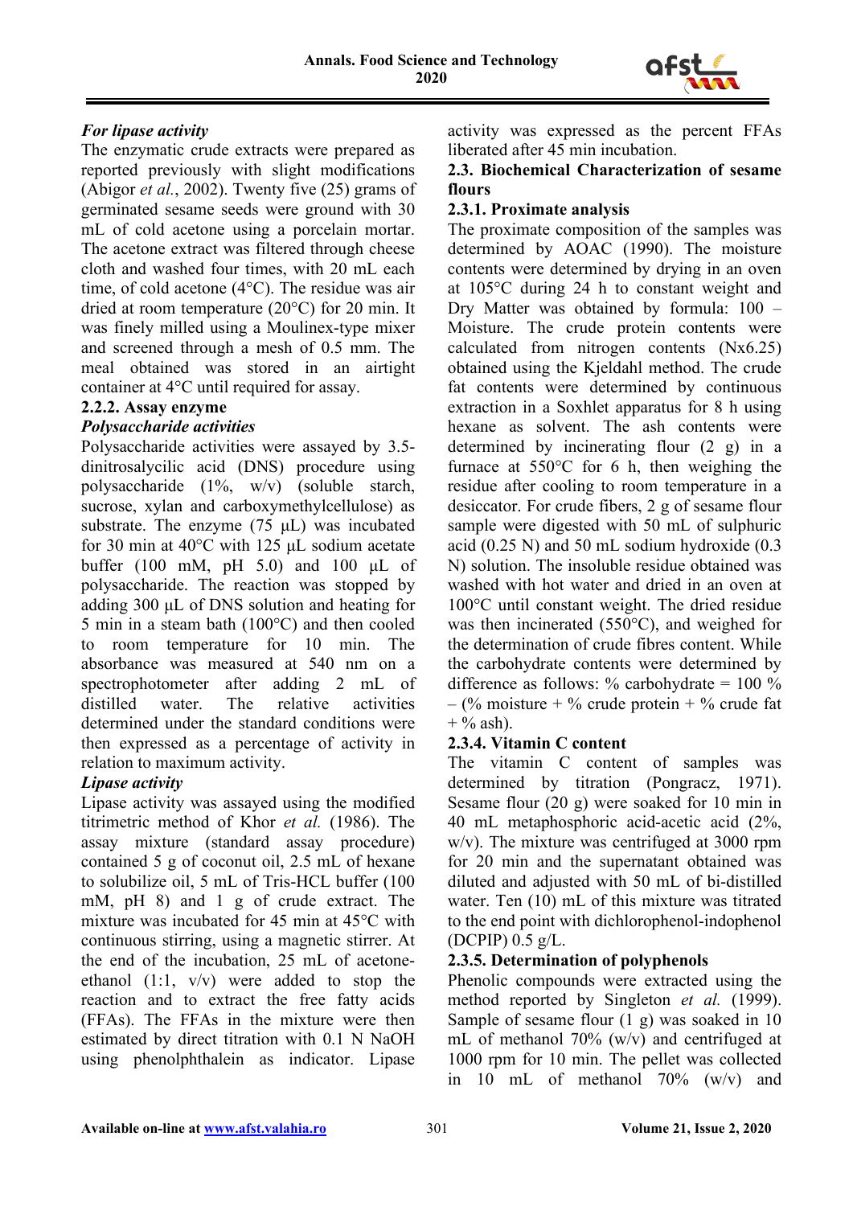***For lipase activity***

The enzymatic crude extracts were prepared as reported previously with slight modifications (Abigor *et al.*, 2002). Twenty five (25) grams of germinated sesame seeds were ground with 30 mL of cold acetone using a porcelain mortar. The acetone extract was filtered through cheese cloth and washed four times, with 20 mL each time, of cold acetone (4°C). The residue was air dried at room temperature (20°C) for 20 min. It was finely milled using a Moulinex-type mixer and screened through a mesh of 0.5 mm. The meal obtained was stored in an airtight container at 4°C until required for assay.

**2.2.2. Assay enzyme**

***Polysaccharide activities***

Polysaccharide activities were assayed by 3.5-dinitrosalycilic acid (DNS) procedure using polysaccharide (1%, w/v) (soluble starch, sucrose, xylan and carboxymethylcellulose) as substrate. The enzyme (75 µL) was incubated for 30 min at 40°C with 125 µL sodium acetate buffer (100 mM, pH 5.0) and 100 µL of polysaccharide. The reaction was stopped by adding 300 µL of DNS solution and heating for 5 min in a steam bath (100°C) and then cooled to room temperature for 10 min. The absorbance was measured at 540 nm on a spectrophotometer after adding 2 mL of distilled water. The relative activities determined under the standard conditions were then expressed as a percentage of activity in relation to maximum activity.

***Lipase activity***

Lipase activity was assayed using the modified titrimetric method of Khor *et al.* (1986). The assay mixture (standard assay procedure) contained 5 g of coconut oil, 2.5 mL of hexane to solubilize oil, 5 mL of Tris-HCL buffer (100 mM, pH 8) and 1 g of crude extract. The mixture was incubated for 45 min at 45°C with continuous stirring, using a magnetic stirrer. At the end of the incubation, 25 mL of acetone-ethanol (1:1, v/v) were added to stop the reaction and to extract the free fatty acids (FFAs). The FFAs in the mixture were then estimated by direct titration with 0.1 N NaOH using phenolphthalein as indicator. Lipase activity was expressed as the percent FFAs liberated after 45 min incubation.

**2.3. Biochemical Characterization of sesame flours**

**2.3.1. Proximate analysis**

The proximate composition of the samples was determined by AOAC (1990). The moisture contents were determined by drying in an oven at 105°C during 24 h to constant weight and Dry Matter was obtained by formula: 100 – Moisture. The crude protein contents were calculated from nitrogen contents (Nx6.25) obtained using the Kjeldahl method. The crude fat contents were determined by continuous extraction in a Soxhlet apparatus for 8 h using hexane as solvent. The ash contents were determined by incinerating flour (2 g) in a furnace at 550°C for 6 h, then weighing the residue after cooling to room temperature in a desiccator. For crude fibers, 2 g of sesame flour sample were digested with 50 mL of sulphuric acid (0.25 N) and 50 mL sodium hydroxide (0.3 N) solution. The insoluble residue obtained was washed with hot water and dried in an oven at 100°C until constant weight. The dried residue was then incinerated (550°C), and weighed for the determination of crude fibres content. While the carbohydrate contents were determined by difference as follows: % carbohydrate = 100 % – (% moisture + % crude protein + % crude fat + % ash).

**2.3.4. Vitamin C content**

The vitamin C content of samples was determined by titration (Pongracz, 1971). Sesame flour (20 g) were soaked for 10 min in 40 mL metaphosphoric acid-acetic acid (2%, w/v). The mixture was centrifuged at 3000 rpm for 20 min and the supernatant obtained was diluted and adjusted with 50 mL of bi-distilled water. Ten (10) mL of this mixture was titrated to the end point with dichlorophenol-indophenol (DCPIP) 0.5 g/L.

**2.3.5. Determination of polyphenols**

Phenolic compounds were extracted using the method reported by Singleton *et al.* (1999). Sample of sesame flour (1 g) was soaked in 10 mL of methanol 70% (w/v) and centrifuged at 1000 rpm for 10 min. The pellet was collected in 10 mL of methanol 70% (w/v) and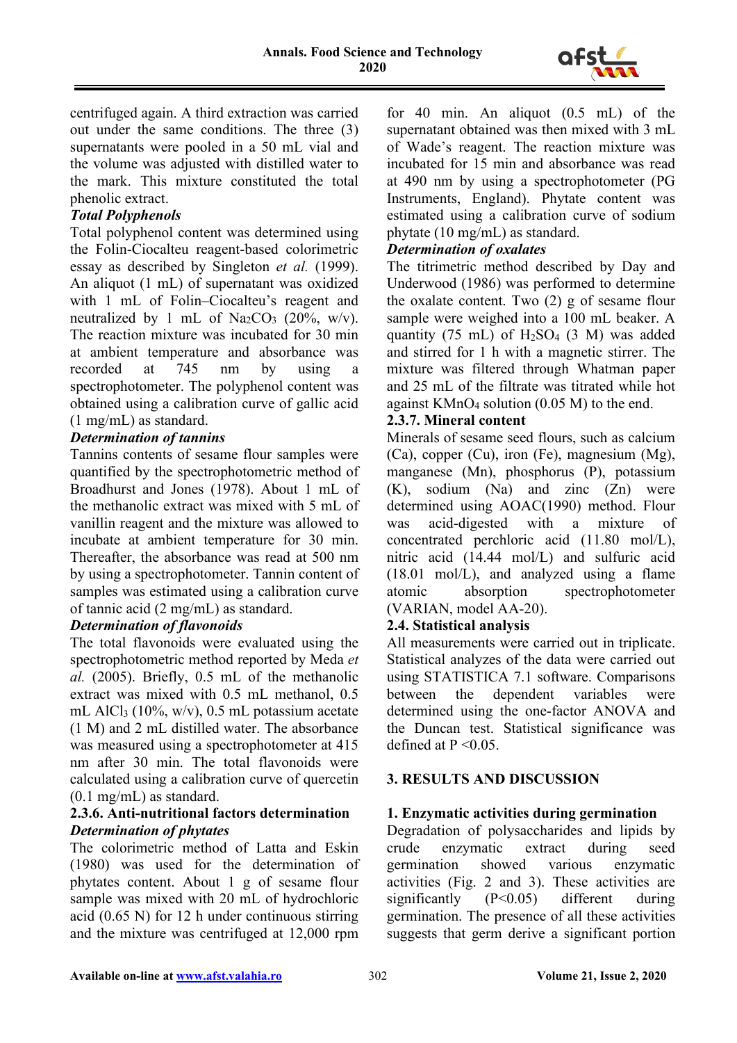centrifuged again. A third extraction was carried out under the same conditions. The three (3) supernatants were pooled in a 50 mL vial and the volume was adjusted with distilled water to the mark. This mixture constituted the total phenolic extract.

***Total Polyphenols***

Total polyphenol content was determined using the Folin-Ciocalteu reagent-based colorimetric essay as described by Singleton *et al.* (1999). An aliquot (1 mL) of supernatant was oxidized with 1 mL of Folin–Ciocalteu's reagent and neutralized by 1 mL of $Na_2CO_3$ (20%, w/v). The reaction mixture was incubated for 30 min at ambient temperature and absorbance was recorded at 745 nm by using a spectrophotometer. The polyphenol content was obtained using a calibration curve of gallic acid (1 mg/mL) as standard.

***Determination of tannins***

Tannins contents of sesame flour samples were quantified by the spectrophotometric method of Broadhurst and Jones (1978). About 1 mL of the methanolic extract was mixed with 5 mL of vanillin reagent and the mixture was allowed to incubate at ambient temperature for 30 min. Thereafter, the absorbance was read at 500 nm by using a spectrophotometer. Tannin content of samples was estimated using a calibration curve of tannic acid (2 mg/mL) as standard.

***Determination of flavonoids***

The total flavonoids were evaluated using the spectrophotometric method reported by Meda *et al.* (2005). Briefly, 0.5 mL of the methanolic extract was mixed with 0.5 mL methanol, 0.5 mL $AlCl_3$ (10%, w/v), 0.5 mL potassium acetate (1 M) and 2 mL distilled water. The absorbance was measured using a spectrophotometer at 415 nm after 30 min. The total flavonoids were calculated using a calibration curve of quercetin (0.1 mg/mL) as standard.

**2.3.6. Anti-nutritional factors determination**

***Determination of phytates***

The colorimetric method of Latta and Eskin (1980) was used for the determination of phytates content. About 1 g of sesame flour sample was mixed with 20 mL of hydrochloric acid (0.65 N) for 12 h under continuous stirring and the mixture was centrifuged at 12,000 rpm for 40 min. An aliquot (0.5 mL) of the supernatant obtained was then mixed with 3 mL of Wade's reagent. The reaction mixture was incubated for 15 min and absorbance was read at 490 nm by using a spectrophotometer (PG Instruments, England). Phytate content was estimated using a calibration curve of sodium phytate (10 mg/mL) as standard.

***Determination of oxalates***

The titrimetric method described by Day and Underwood (1986) was performed to determine the oxalate content. Two (2) g of sesame flour sample were weighed into a 100 mL beaker. A quantity (75 mL) of $H_2SO_4$ (3 M) was added and stirred for 1 h with a magnetic stirrer. The mixture was filtered through Whatman paper and 25 mL of the filtrate was titrated while hot against $KMnO_4$ solution (0.05 M) to the end.

**2.3.7. Mineral content**

Minerals of sesame seed flours, such as calcium (Ca), copper (Cu), iron (Fe), magnesium (Mg), manganese (Mn), phosphorus (P), potassium (K), sodium (Na) and zinc (Zn) were determined using AOAC(1990) method. Flour was acid-digested with a mixture of concentrated perchloric acid (11.80 mol/L), nitric acid (14.44 mol/L) and sulfuric acid (18.01 mol/L), and analyzed using a flame atomic absorption spectrophotometer (VARIAN, model AA-20).

**2.4. Statistical analysis**

All measurements were carried out in triplicate. Statistical analyzes of the data were carried out using STATISTICA 7.1 software. Comparisons between the dependent variables were determined using the one-factor ANOVA and the Duncan test. Statistical significance was defined at $P < 0.05$.

## 3. RESULTS AND DISCUSSION

**1. Enzymatic activities during germination**

Degradation of polysaccharides and lipids by crude enzymatic extract during seed germination showed various enzymatic activities (Fig. 2 and 3). These activities are significantly ($P<0.05$) different during germination. The presence of all these activities suggests that germ derive a significant portion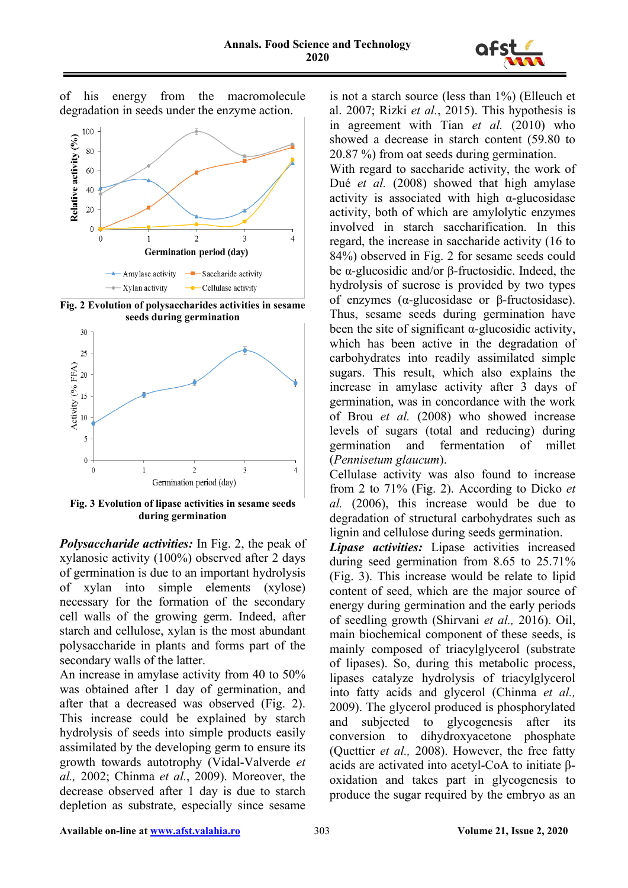of his energy from the macromolecule degradation in seeds under the enzyme action.

100
80
60
40
20
0
Relative activity (%)
0 1 2 3 4
Germination period (day)
Amylase activity
Saccharide activity
Xylan activity
Cellulase activity

**Fig. 2 Evolution of polysaccharides activities in sesame seeds during germination**

30
25
20
15
10
5
0
Activity (% FFA)
0 1 2 3 4
Germination period (day)

**Fig. 3 Evolution of lipase activities in sesame seeds during germination**

***Polysaccharide activities:*** In Fig. 2, the peak of xylanosic activity (100%) observed after 2 days of germination is due to an important hydrolysis of xylan into simple elements (xylose) necessary for the formation of the secondary cell walls of the growing germ. Indeed, after starch and cellulose, xylan is the most abundant polysaccharide in plants and forms part of the secondary walls of the latter.

An increase in amylase activity from 40 to 50% was obtained after 1 day of germination, and after that a decreased was observed (Fig. 2). This increase could be explained by starch hydrolysis of seeds into simple products easily assimilated by the developing germ to ensure its growth towards autotrophy (Vidal-Valverde *et al.,* 2002; Chinma *et al.*, 2009). Moreover, the decrease observed after 1 day is due to starch depletion as substrate, especially since sesame is not a starch source (less than 1%) (Elleuch et al. 2007; Rizki *et al.*, 2015). This hypothesis is in agreement with Tian *et al.* (2010) who showed a decrease in starch content (59.80 to 20.87 %) from oat seeds during germination.

With regard to saccharide activity, the work of Dué *et al.* (2008) showed that high amylase activity is associated with high α-glucosidase activity, both of which are amylolytic enzymes involved in starch saccharification. In this regard, the increase in saccharide activity (16 to 84%) observed in Fig. 2 for sesame seeds could be α-glucosidic and/or β-fructosidic. Indeed, the hydrolysis of sucrose is provided by two types of enzymes (α-glucosidase or β-fructosidase). Thus, sesame seeds during germination have been the site of significant α-glucosidic activity, which has been active in the degradation of carbohydrates into readily assimilated simple sugars. This result, which also explains the increase in amylase activity after 3 days of germination, was in concordance with the work of Brou *et al.* (2008) who showed increase levels of sugars (total and reducing) during germination and fermentation of millet (*Pennisetum glaucum*).

Cellulase activity was also found to increase from 2 to 71% (Fig. 2). According to Dicko *et al.* (2006), this increase would be due to degradation of structural carbohydrates such as lignin and cellulose during seeds germination.

***Lipase activities:*** Lipase activities increased during seed germination from 8.65 to 25.71% (Fig. 3). This increase would be relate to lipid content of seed, which are the major source of energy during germination and the early periods of seedling growth (Shirvani *et al.,* 2016). Oil, main biochemical component of these seeds, is mainly composed of triacylglycerol (substrate of lipases). So, during this metabolic process, lipases catalyze hydrolysis of triacylglycerol into fatty acids and glycerol (Chinma *et al.,* 2009). The glycerol produced is phosphorylated and subjected to glycogenesis after its conversion to dihydroxyacetone phosphate (Quettier *et al.,* 2008). However, the free fatty acids are activated into acetyl-CoA to initiate β-oxidation and takes part in glycogenesis to produce the sugar required by the embryo as an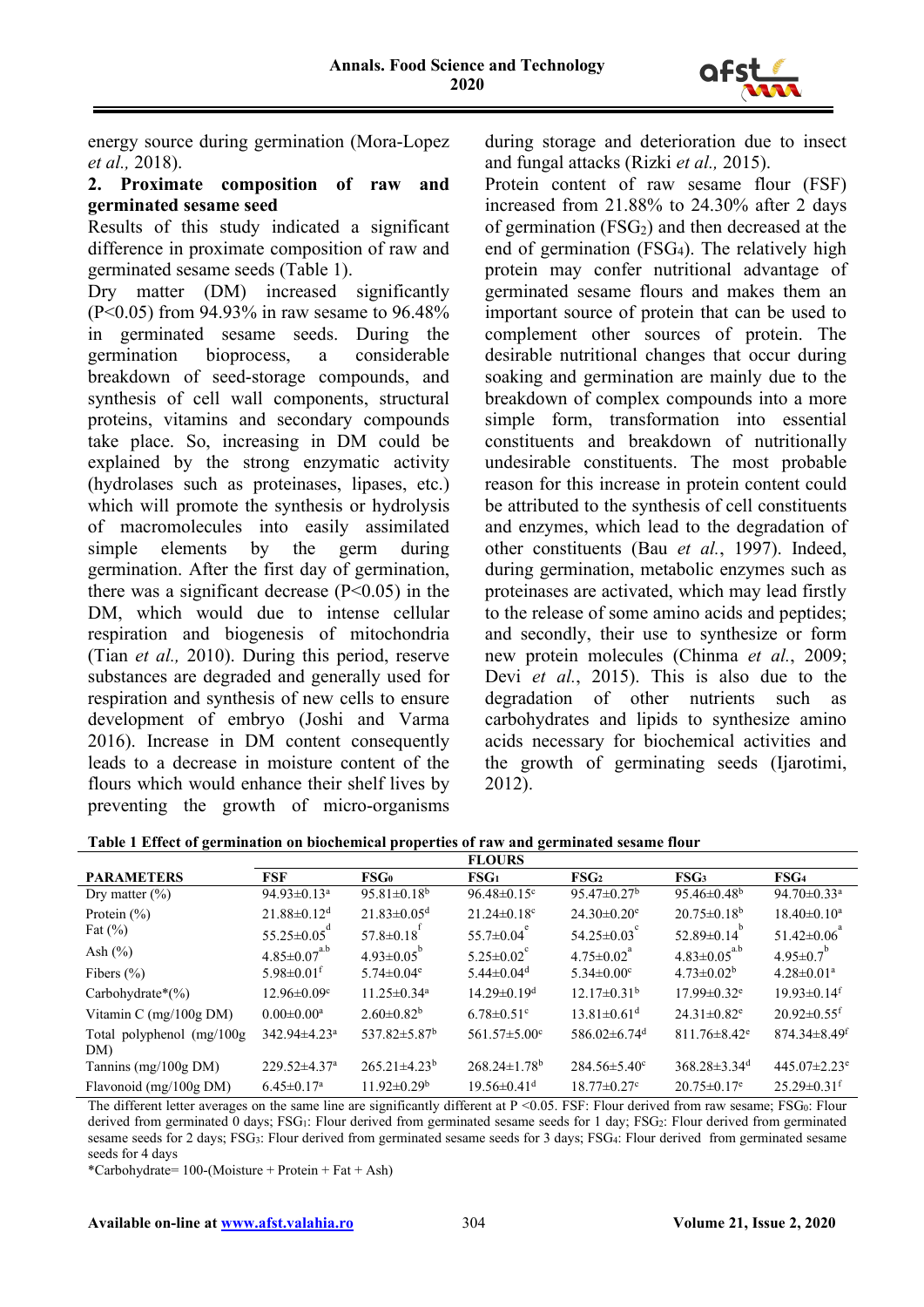energy source during germination (Mora-Lopez *et al.,* 2018).

## 2. Proximate composition of raw and germinated sesame seed

Results of this study indicated a significant difference in proximate composition of raw and germinated sesame seeds (Table 1).

Dry matter (DM) increased significantly ($P<0.05$) from 94.93% in raw sesame to 96.48% in germinated sesame seeds. During the germination bioprocess, a considerable breakdown of seed-storage compounds, and synthesis of cell wall components, structural proteins, vitamins and secondary compounds take place. So, increasing in DM could be explained by the strong enzymatic activity (hydrolases such as proteinases, lipases, etc.) which will promote the synthesis or hydrolysis of macromolecules into easily assimilated simple elements by the germ during germination. After the first day of germination, there was a significant decrease ($P<0.05$) in the DM, which would due to intense cellular respiration and biogenesis of mitochondria (Tian *et al.,* 2010). During this period, reserve substances are degraded and generally used for respiration and synthesis of new cells to ensure development of embryo (Joshi and Varma 2016). Increase in DM content consequently leads to a decrease in moisture content of the flours which would enhance their shelf lives by preventing the growth of micro-organisms during storage and deterioration due to insect and fungal attacks (Rizki *et al.,* 2015).

Protein content of raw sesame flour (FSF) increased from 21.88% to 24.30% after 2 days of germination ($FSG_2$) and then decreased at the end of germination ($FSG_4$). The relatively high protein may confer nutritional advantage of germinated sesame flours and makes them an important source of protein that can be used to complement other sources of protein. The desirable nutritional changes that occur during soaking and germination are mainly due to the breakdown of complex compounds into a more simple form, transformation into essential constituents and breakdown of nutritionally undesirable constituents. The most probable reason for this increase in protein content could be attributed to the synthesis of cell constituents and enzymes, which lead to the degradation of other constituents (Bau *et al.*, 1997). Indeed, during germination, metabolic enzymes such as proteinases are activated, which may lead firstly to the release of some amino acids and peptides; and secondly, their use to synthesize or form new protein molecules (Chinma *et al.*, 2009; Devi *et al.*, 2015). This is also due to the degradation of other nutrients such as carbohydrates and lipids to synthesize amino acids necessary for biochemical activities and the growth of germinating seeds (Ijarotimi, 2012).

**Table 1 Effect of germination on biochemical properties of raw and germinated sesame flour**

| | FLOURS | | | | | |
|---|---|---|---|---|---|---|
| **PARAMETERS** | **FSF** | **$FSG_0$** | **$FSG_1$** | **$FSG_2$** | **$FSG_3$** | **$FSG_4$** |
| Dry matter (%) | 94.93±0.13[a] | 95.81±0.18[b] | 96.48±0.15[c] | 95.47±0.27[b] | 95.46±0.48[b] | 94.70±0.33[a] |
| Protein (%) | 21.88±0.12[d] | 21.83±0.05[d] | 21.24±0.18[c] | 24.30±0.20[e] | 20.75±0.18[b] | 18.40±0.10[a] |
| Fat (%) | 55.25±0.05[d] | 57.8±0.18[f] | 55.7±0.04[e] | 54.25±0.03[c] | 52.89±0.14[b] | 51.42±0.06[a] |
| Ash (%) | 4.85±0.07[a,b] | 4.93±0.05[b] | 5.25±0.02[c] | 4.75±0.02[a] | 4.83±0.05[a,b] | 4.95±0.7[b] |
| Fibers (%) | 5.98±0.01[f] | 5.74±0.04[e] | 5.44±0.04[d] | 5.34±0.00[c] | 4.73±0.02[b] | 4.28±0.01[a] |
| Carbohydrate*(%) | 12.96±0.09[c] | 11.25±0.34[a] | 14.29±0.19[d] | 12.17±0.31[b] | 17.99±0.32[e] | 19.93±0.14[f] |
| Vitamin C (mg/100g DM) | 0.00±0.00[a] | 2.60±0.82[b] | 6.78±0.51[c] | 13.81±0.61[d] | 24.31±0.82[e] | 20.92±0.55[f] |
| Total polyphenol (mg/100g DM) | 342.94±4.23[a] | 537.82±5.87[b] | 561.57±5.00[c] | 586.02±6.74[d] | 811.76±8.42[e] | 874.34±8.49[f] |
| Tannins (mg/100g DM) | 229.52±4.37[a] | 265.21±4.23[b] | 268.24±1.78[b] | 284.56±5.40[c] | 368.28±3.34[d] | 445.07±2.23[e] |
| Flavonoid (mg/100g DM) | 6.45±0.17[a] | 11.92±0.29[b] | 19.56±0.41[d] | 18.77±0.27[c] | 20.75±0.17[e] | 25.29±0.31[f] |

The different letter averages on the same line are significantly different at $P < 0.05$. FSF: Flour derived from raw sesame; $FSG_0$: Flour derived from germinated 0 days; $FSG_1$: Flour derived from germinated sesame seeds for 1 day; $FSG_2$: Flour derived from germinated sesame seeds for 2 days; $FSG_3$: Flour derived from germinated sesame seeds for 3 days; $FSG_4$: Flour derived from germinated sesame seeds for 4 days

*Carbohydrate= 100-(Moisture + Protein + Fat + Ash)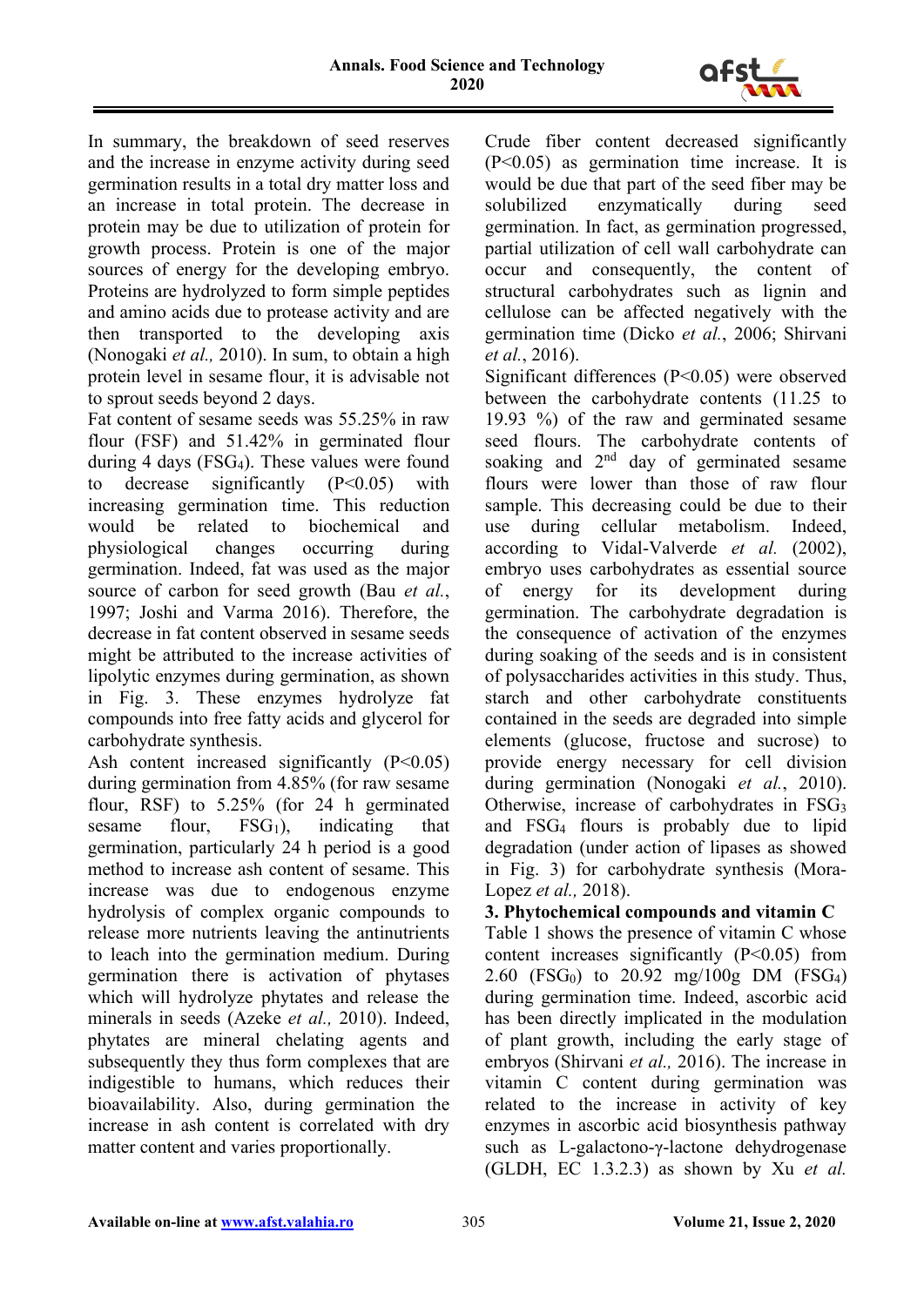In summary, the breakdown of seed reserves and the increase in enzyme activity during seed germination results in a total dry matter loss and an increase in total protein. The decrease in protein may be due to utilization of protein for growth process. Protein is one of the major sources of energy for the developing embryo. Proteins are hydrolyzed to form simple peptides and amino acids due to protease activity and are then transported to the developing axis (Nonogaki *et al.,* 2010). In sum, to obtain a high protein level in sesame flour, it is advisable not to sprout seeds beyond 2 days.

Fat content of sesame seeds was 55.25% in raw flour (FSF) and 51.42% in germinated flour during 4 days ($FSG_4$). These values were found to decrease significantly ($P<0.05$) with increasing germination time. This reduction would be related to biochemical and physiological changes occurring during germination. Indeed, fat was used as the major source of carbon for seed growth (Bau *et al.*, 1997; Joshi and Varma 2016). Therefore, the decrease in fat content observed in sesame seeds might be attributed to the increase activities of lipolytic enzymes during germination, as shown in Fig. 3. These enzymes hydrolyze fat compounds into free fatty acids and glycerol for carbohydrate synthesis.

Ash content increased significantly ($P<0.05$) during germination from 4.85% (for raw sesame flour, RSF) to 5.25% (for 24 h germinated sesame flour, $FSG_1$), indicating that germination, particularly 24 h period is a good method to increase ash content of sesame. This increase was due to endogenous enzyme hydrolysis of complex organic compounds to release more nutrients leaving the antinutrients to leach into the germination medium. During germination there is activation of phytases which will hydrolyze phytates and release the minerals in seeds (Azeke *et al.,* 2010). Indeed, phytates are mineral chelating agents and subsequently they thus form complexes that are indigestible to humans, which reduces their bioavailability. Also, during germination the increase in ash content is correlated with dry matter content and varies proportionally.

Crude fiber content decreased significantly ($P<0.05$) as germination time increase. It is would be due that part of the seed fiber may be solubilized enzymatically during seed germination. In fact, as germination progressed, partial utilization of cell wall carbohydrate can occur and consequently, the content of structural carbohydrates such as lignin and cellulose can be affected negatively with the germination time (Dicko *et al.*, 2006; Shirvani *et al.*, 2016).

Significant differences ($P<0.05$) were observed between the carbohydrate contents (11.25 to 19.93 %) of the raw and germinated sesame seed flours. The carbohydrate contents of soaking and 2$^{nd}$ day of germinated sesame flours were lower than those of raw flour sample. This decreasing could be due to their use during cellular metabolism. Indeed, according to Vidal-Valverde *et al.* (2002), embryo uses carbohydrates as essential source of energy for its development during germination. The carbohydrate degradation is the consequence of activation of the enzymes during soaking of the seeds and is in consistent of polysaccharides activities in this study. Thus, starch and other carbohydrate constituents contained in the seeds are degraded into simple elements (glucose, fructose and sucrose) to provide energy necessary for cell division during germination (Nonogaki *et al.*, 2010). Otherwise, increase of carbohydrates in $FSG_3$ and $FSG_4$ flours is probably due to lipid degradation (under action of lipases as showed in Fig. 3) for carbohydrate synthesis (Mora-Lopez *et al.,* 2018).

**3. Phytochemical compounds and vitamin C**

Table 1 shows the presence of vitamin C whose content increases significantly ($P<0.05$) from 2.60 ($FSG_0$) to 20.92 mg/100g DM ($FSG_4$) during germination time. Indeed, ascorbic acid has been directly implicated in the modulation of plant growth, including the early stage of embryos (Shirvani *et al.,* 2016). The increase in vitamin C content during germination was related to the increase in activity of key enzymes in ascorbic acid biosynthesis pathway such as L-galactono-γ-lactone dehydrogenase (GLDH, EC 1.3.2.3) as shown by Xu *et al.*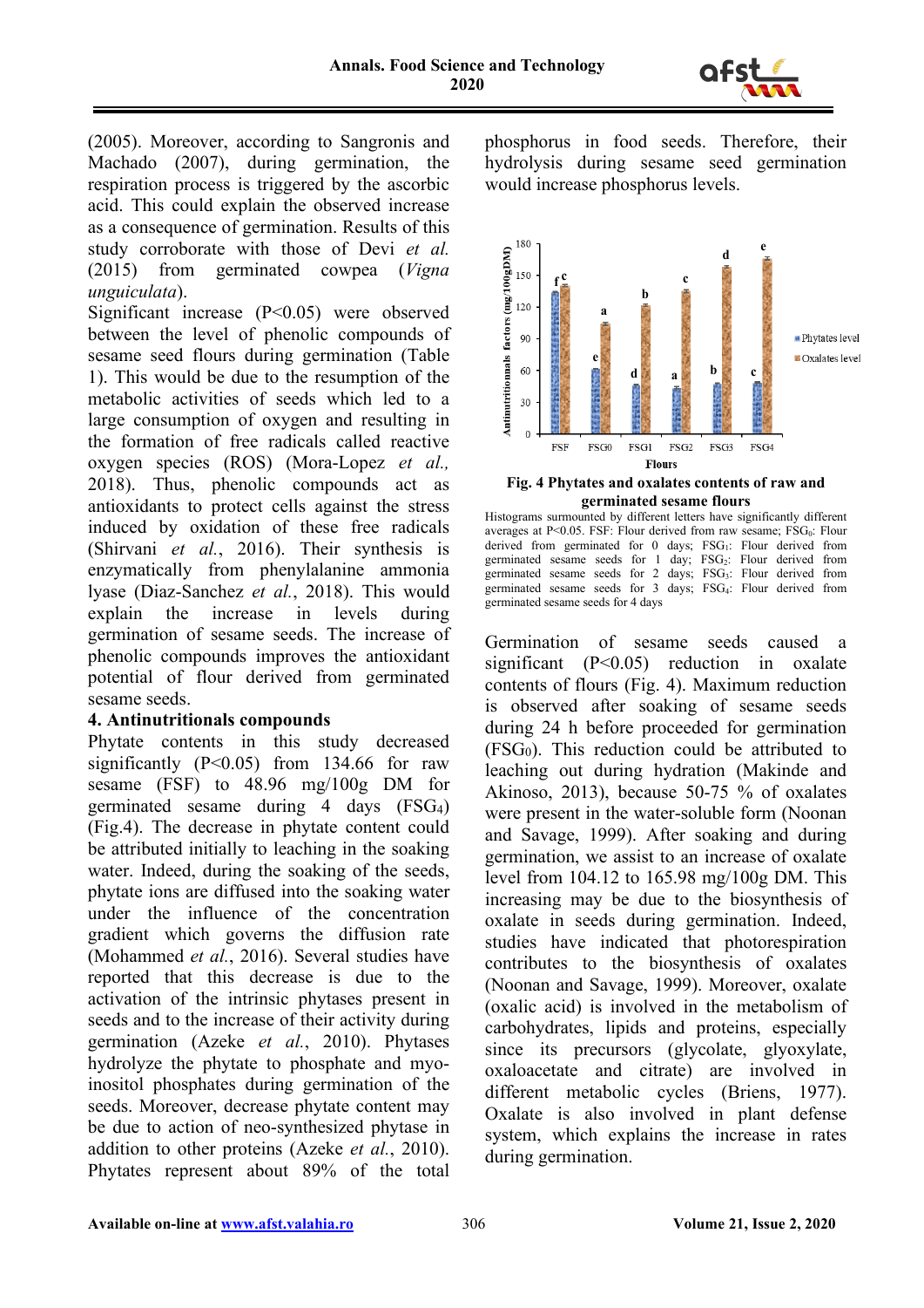(2005). Moreover, according to Sangronis and Machado (2007), during germination, the respiration process is triggered by the ascorbic acid. This could explain the observed increase as a consequence of germination. Results of this study corroborate with those of Devi *et al.* (2015) from germinated cowpea (*Vigna unguiculata*).

Significant increase ($P<0.05$) were observed between the level of phenolic compounds of sesame seed flours during germination (Table 1). This would be due to the resumption of the metabolic activities of seeds which led to a large consumption of oxygen and resulting in the formation of free radicals called reactive oxygen species (ROS) (Mora-Lopez *et al.,* 2018). Thus, phenolic compounds act as antioxidants to protect cells against the stress induced by oxidation of these free radicals (Shirvani *et al.*, 2016). Their synthesis is enzymatically from phenylalanine ammonia lyase (Diaz-Sanchez *et al.*, 2018). This would explain the increase in levels during germination of sesame seeds. The increase of phenolic compounds improves the antioxidant potential of flour derived from germinated sesame seeds.

## 4. Antinutritionals compounds

Phytate contents in this study decreased significantly ($P<0.05$) from 134.66 for raw sesame (FSF) to 48.96 mg/100g DM for germinated sesame during 4 days ($FSG_4$) (Fig.4). The decrease in phytate content could be attributed initially to leaching in the soaking water. Indeed, during the soaking of the seeds, phytate ions are diffused into the soaking water under the influence of the concentration gradient which governs the diffusion rate (Mohammed *et al.*, 2016). Several studies have reported that this decrease is due to the activation of the intrinsic phytases present in seeds and to the increase of their activity during germination (Azeke *et al.*, 2010). Phytases hydrolyze the phytate to phosphate and myo-inositol phosphates during germination of the seeds. Moreover, decrease phytate content may be due to action of neo-synthesized phytase in addition to other proteins (Azeke *et al.*, 2010). Phytates represent about 89% of the total phosphorus in food seeds. Therefore, their hydrolysis during sesame seed germination would increase phosphorus levels.

**Fig. 4 Phytates and oxalates contents of raw and germinated sesame flours**

Histograms surmounted by different letters have significantly different averages at $P<0.05$. FSF: Flour derived from raw sesame; $FSG_0$: Flour derived from germinated for 0 days; $FSG_1$: Flour derived from germinated sesame seeds for 1 day; $FSG_2$: Flour derived from germinated sesame seeds for 2 days; $FSG_3$: Flour derived from germinated sesame seeds for 3 days; $FSG_4$: Flour derived from germinated sesame seeds for 4 days

Germination of sesame seeds caused a significant ($P<0.05$) reduction in oxalate contents of flours (Fig. 4). Maximum reduction is observed after soaking of sesame seeds during 24 h before proceeded for germination ($FSG_0$). This reduction could be attributed to leaching out during hydration (Makinde and Akinoso, 2013), because 50-75 % of oxalates were present in the water-soluble form (Noonan and Savage, 1999). After soaking and during germination, we assist to an increase of oxalate level from 104.12 to 165.98 mg/100g DM. This increasing may be due to the biosynthesis of oxalate in seeds during germination. Indeed, studies have indicated that photorespiration contributes to the biosynthesis of oxalates (Noonan and Savage, 1999). Moreover, oxalate (oxalic acid) is involved in the metabolism of carbohydrates, lipids and proteins, especially since its precursors (glycolate, glyoxylate, oxaloacetate and citrate) are involved in different metabolic cycles (Briens, 1977). Oxalate is also involved in plant defense system, which explains the increase in rates during germination.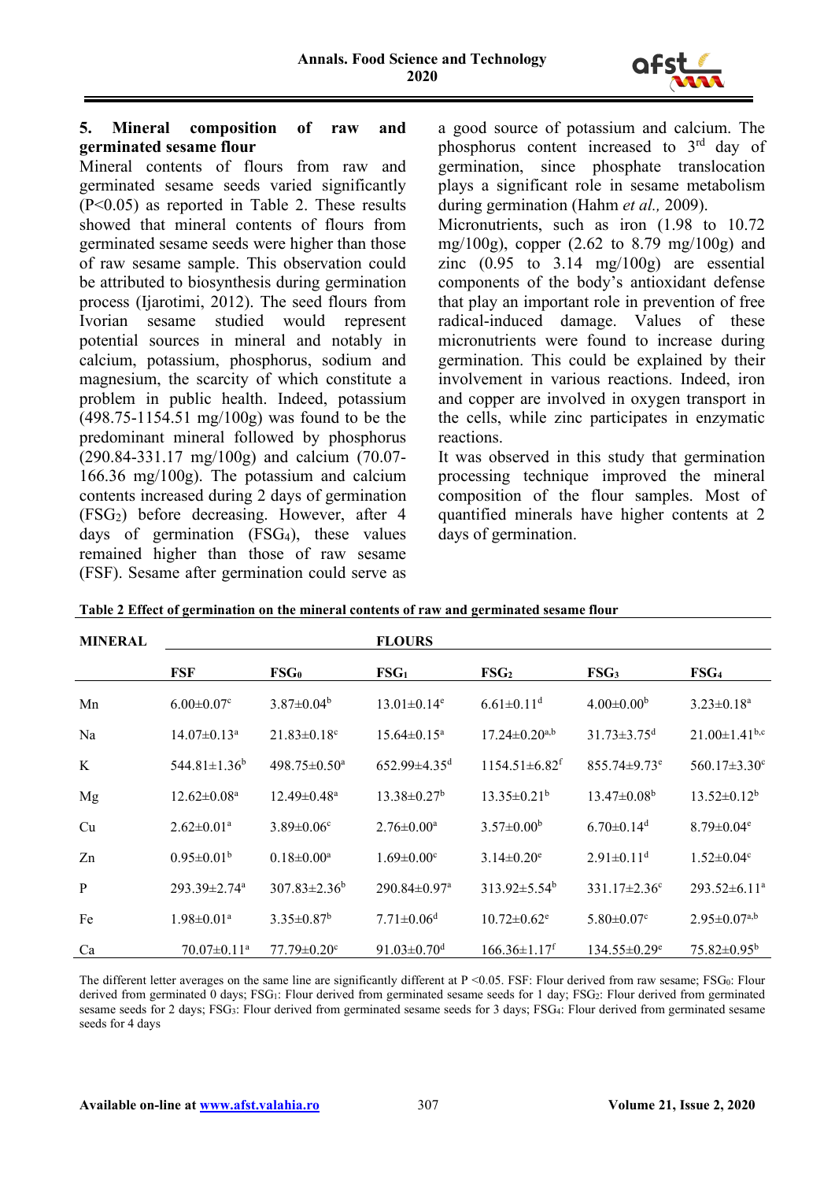## 5. Mineral composition of raw and germinated sesame flour

Mineral contents of flours from raw and germinated sesame seeds varied significantly ($P<0.05$) as reported in Table 2. These results showed that mineral contents of flours from germinated sesame seeds were higher than those of raw sesame sample. This observation could be attributed to biosynthesis during germination process (Ijarotimi, 2012). The seed flours from Ivorian sesame studied would represent potential sources in mineral and notably in calcium, potassium, phosphorus, sodium and magnesium, the scarcity of which constitute a problem in public health. Indeed, potassium (498.75-1154.51 mg/100g) was found to be the predominant mineral followed by phosphorus (290.84-331.17 mg/100g) and calcium (70.07-166.36 mg/100g). The potassium and calcium contents increased during 2 days of germination ($FSG_2$) before decreasing. However, after 4 days of germination ($FSG_4$), these values remained higher than those of raw sesame (FSF). Sesame after germination could serve as a good source of potassium and calcium. The phosphorus content increased to 3rd day of germination, since phosphate translocation plays a significant role in sesame metabolism during germination (Hahm *et al.,* 2009).

Micronutrients, such as iron (1.98 to 10.72 mg/100g), copper (2.62 to 8.79 mg/100g) and zinc (0.95 to 3.14 mg/100g) are essential components of the body's antioxidant defense that play an important role in prevention of free radical-induced damage. Values of these micronutrients were found to increase during germination. This could be explained by their involvement in various reactions. Indeed, iron and copper are involved in oxygen transport in the cells, while zinc participates in enzymatic reactions.

It was observed in this study that germination processing technique improved the mineral composition of the flour samples. Most of quantified minerals have higher contents at 2 days of germination.

**Table 2 Effect of germination on the mineral contents of raw and germinated sesame flour**

| MINERAL | FLOURS | | | | | |
|---|---|---|---|---|---|---|
| | FSF | $FSG_0$ | $FSG_1$ | $FSG_2$ | $FSG_3$ | $FSG_4$ |
| Mn | $6.00±0.07^c$ | $3.87±0.04^b$ | $13.01±0.14^e$ | $6.61±0.11^d$ | $4.00±0.00^b$ | $3.23±0.18^a$ |
| Na | $14.07±0.13^a$ | $21.83±0.18^c$ | $15.64±0.15^a$ | $17.24±0.20^{a,b}$ | $31.73±3.75^d$ | $21.00±1.41^{b,c}$ |
| K | $544.81±1.36^b$ | $498.75±0.50^a$ | $652.99±4.35^d$ | $1154.51±6.82^f$ | $855.74±9.73^e$ | $560.17±3.30^c$ |
| Mg | $12.62±0.08^a$ | $12.49±0.48^a$ | $13.38±0.27^b$ | $13.35±0.21^b$ | $13.47±0.08^b$ | $13.52±0.12^b$ |
| Cu | $2.62±0.01^a$ | $3.89±0.06^c$ | $2.76±0.00^a$ | $3.57±0.00^b$ | $6.70±0.14^d$ | $8.79±0.04^e$ |
| Zn | $0.95±0.01^b$ | $0.18±0.00^a$ | $1.69±0.00^c$ | $3.14±0.20^e$ | $2.91±0.11^d$ | $1.52±0.04^c$ |
| P | $293.39±2.74^a$ | $307.83±2.36^b$ | $290.84±0.97^a$ | $313.92±5.54^b$ | $331.17±2.36^c$ | $293.52±6.11^a$ |
| Fe | $1.98±0.01^a$ | $3.35±0.87^b$ | $7.71±0.06^d$ | $10.72±0.62^e$ | $5.80±0.07^c$ | $2.95±0.07^{a,b}$ |
| Ca | $70.07±0.11^a$ | $77.79±0.20^c$ | $91.03±0.70^d$ | $166.36±1.17^f$ | $134.55±0.29^e$ | $75.82±0.95^b$ |

The different letter averages on the same line are significantly different at $P<0.05$. FSF: Flour derived from raw sesame; $FSG_0$: Flour derived from germinated 0 days; $FSG_1$: Flour derived from germinated sesame seeds for 1 day; $FSG_2$: Flour derived from germinated sesame seeds for 2 days; $FSG_3$: Flour derived from germinated sesame seeds for 3 days; $FSG_4$: Flour derived from germinated sesame seeds for 4 days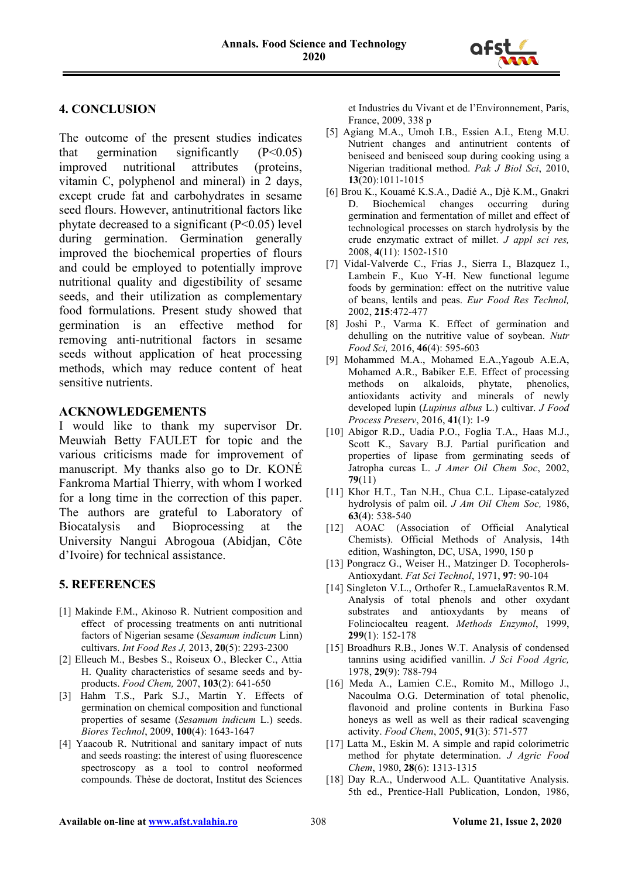## 4. CONCLUSION

The outcome of the present studies indicates that germination significantly ($P<0.05$) improved nutritional attributes (proteins, vitamin C, polyphenol and mineral) in 2 days, except crude fat and carbohydrates in sesame seed flours. However, antinutritional factors like phytate decreased to a significant ($P<0.05$) level during germination. Germination generally improved the biochemical properties of flours and could be employed to potentially improve nutritional quality and digestibility of sesame seeds, and their utilization as complementary food formulations. Present study showed that germination is an effective method for removing anti-nutritional factors in sesame seeds without application of heat processing methods, which may reduce content of heat sensitive nutrients.

## ACKNOWLEDGEMENTS

I would like to thank my supervisor Dr. Meuwiah Betty FAULET for topic and the various criticisms made for improvement of manuscript. My thanks also go to Dr. KONÉ Fankroma Martial Thierry, with whom I worked for a long time in the correction of this paper. The authors are grateful to Laboratory of Biocatalysis and Bioprocessing at the University Nangui Abrogoua (Abidjan, Côte d'Ivoire) for technical assistance.

## 5. REFERENCES

[1] Makinde F.M., Akinoso R. Nutrient composition and effect of processing treatments on anti nutritional factors of Nigerian sesame (*Sesamum indicum* Linn) cultivars. *Int Food Res J,* 2013, **20**(5): 2293-2300

[2] Elleuch M., Besbes S., Roiseux O., Blecker C., Attia H. Quality characteristics of sesame seeds and by-products. *Food Chem,* 2007, **103**(2): 641-650

[3] Hahm T.S., Park S.J., Martin Y. Effects of germination on chemical composition and functional properties of sesame (*Sesamum indicum* L.) seeds. *Biores Technol*, 2009, **100**(4): 1643-1647

[4] Yaacoub R. Nutritional and sanitary impact of nuts and seeds roasting: the interest of using fluorescence spectroscopy as a tool to control neoformed compounds. Thèse de doctorat, Institut des Sciences et Industries du Vivant et de l'Environnement, Paris, France, 2009, 338 p

[5] Agiang M.A., Umoh I.B., Essien A.I., Eteng M.U. Nutrient changes and antinutrient contents of beniseed and beniseed soup during cooking using a Nigerian traditional method. *Pak J Biol Sci*, 2010, **13**(20):1011-1015

[6] Brou K., Kouamé K.S.A., Dadié A., Djè K.M., Gnakri D. Biochemical changes occurring during germination and fermentation of millet and effect of technological processes on starch hydrolysis by the crude enzymatic extract of millet. *J appl sci res,* 2008, **4**(11): 1502-1510

[7] Vidal-Valverde C., Frias J., Sierra I., Blazquez I., Lambein F., Kuo Y-H. New functional legume foods by germination: effect on the nutritive value of beans, lentils and peas. *Eur Food Res Technol,* 2002, **215**:472-477

[8] Joshi P., Varma K. Effect of germination and dehulling on the nutritive value of soybean. *Nutr Food Sci,* 2016, **46**(4): 595-603

[9] Mohammed M.A., Mohamed E.A.,Yagoub A.E.A, Mohamed A.R., Babiker E.E. Effect of processing methods on alkaloids, phytate, phenolics, antioxidants activity and minerals of newly developed lupin (*Lupinus albus* L.) cultivar. *J Food Process Preserv*, 2016, **41**(1): 1-9

[10] Abigor R.D., Uadia P.O., Foglia T.A., Haas M.J., Scott K., Savary B.J. Partial purification and properties of lipase from germinating seeds of Jatropha curcas L. *J Amer Oil Chem Soc*, 2002, **79**(11)

[11] Khor H.T., Tan N.H., Chua C.L. Lipase-catalyzed hydrolysis of palm oil. *J Am Oil Chem Soc,* 1986, **63**(4): 538-540

[12] AOAC (Association of Official Analytical Chemists). Official Methods of Analysis, 14th edition, Washington, DC, USA, 1990, 150 p

[13] Pongracz G., Weiser H., Matzinger D. Tocopherols-Antioxydant. *Fat Sci Technol*, 1971, **97**: 90-104

[14] Singleton V.L., Orthofer R., LamuelaRaventos R.M. Analysis of total phenols and other oxydant substrates and antioxydants by means of Folinciocalteu reagent. *Methods Enzymol*, 1999, **299**(1): 152-178

[15] Broadhurs R.B., Jones W.T. Analysis of condensed tannins using acidified vanillin. *J Sci Food Agric,* 1978, **29**(9): 788-794

[16] Meda A., Lamien C.E., Romito M., Millogo J., Nacoulma O.G. Determination of total phenolic, flavonoid and proline contents in Burkina Faso honeys as well as well as their radical scavenging activity. *Food Chem*, 2005, **91**(3): 571-577

[17] Latta M., Eskin M. A simple and rapid colorimetric method for phytate determination. *J Agric Food Chem*, 1980, **28**(6): 1313-1315

[18] Day R.A., Underwood A.L. Quantitative Analysis. 5th ed., Prentice-Hall Publication, London, 1986,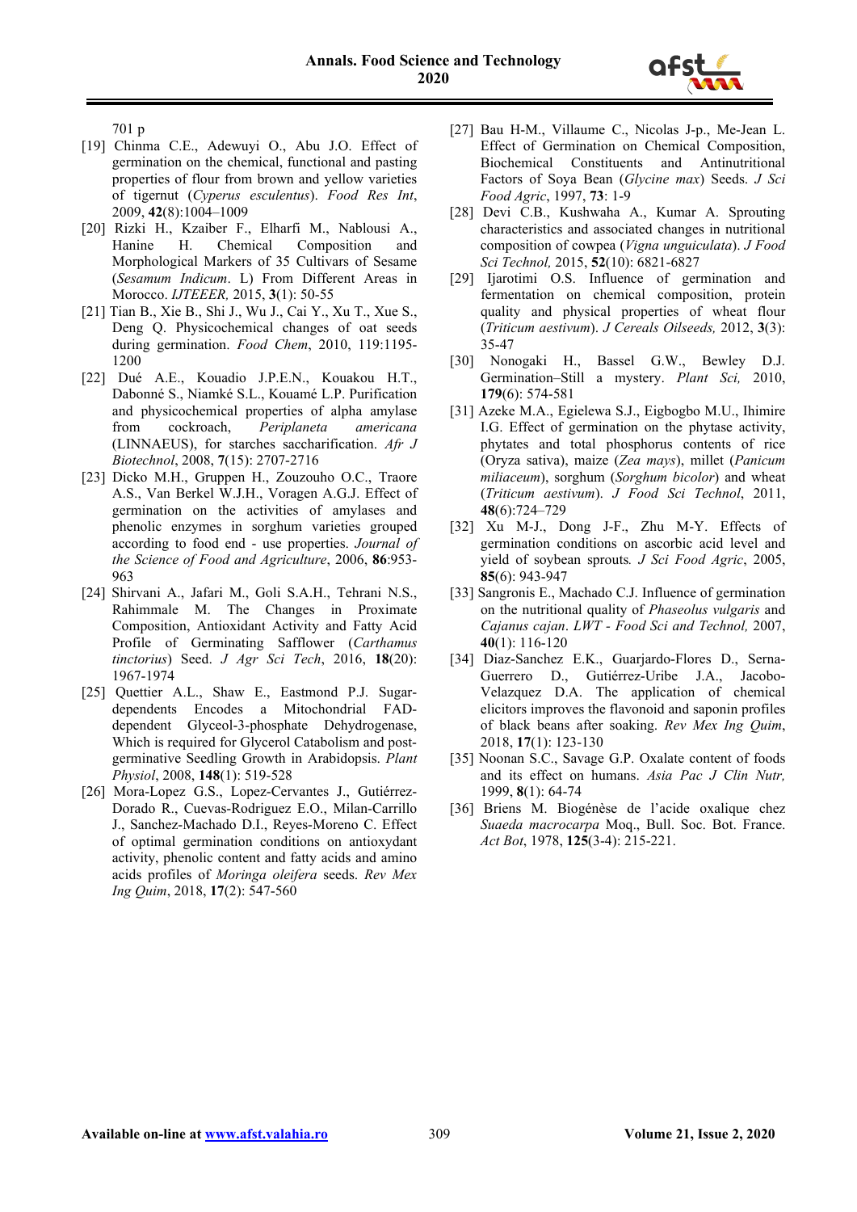701 p

[19] Chinma C.E., Adewuyi O., Abu J.O. Effect of germination on the chemical, functional and pasting properties of flour from brown and yellow varieties of tigernut (*Cyperus esculentus*). *Food Res Int*, 2009, **42**(8):1004–1009

[20] Rizki H., Kzaiber F., Elharfi M., Nablousi A., Hanine H. Chemical Composition and Morphological Markers of 35 Cultivars of Sesame (*Sesamum Indicum*. L) From Different Areas in Morocco. *IJTEEER,* 2015, **3**(1): 50-55

[21] Tian B., Xie B., Shi J., Wu J., Cai Y., Xu T., Xue S., Deng Q. Physicochemical changes of oat seeds during germination. *Food Chem*, 2010, 119:1195-1200

[22] Dué A.E., Kouadio J.P.E.N., Kouakou H.T., Dabonné S., Niamké S.L., Kouamé L.P. Purification and physicochemical properties of alpha amylase from cockroach, *Periplaneta americana* (LINNAEUS), for starches saccharification. *Afr J Biotechnol*, 2008, **7**(15): 2707-2716

[23] Dicko M.H., Gruppen H., Zouzouho O.C., Traore A.S., Van Berkel W.J.H., Voragen A.G.J. Effect of germination on the activities of amylases and phenolic enzymes in sorghum varieties grouped according to food end - use properties. *Journal of the Science of Food and Agriculture*, 2006, **86**:953-963

[24] Shirvani A., Jafari M., Goli S.A.H., Tehrani N.S., Rahimmale M. The Changes in Proximate Composition, Antioxidant Activity and Fatty Acid Profile of Germinating Safflower (*Carthamus tinctorius*) Seed. *J Agr Sci Tech*, 2016, **18**(20): 1967-1974

[25] Quettier A.L., Shaw E., Eastmond P.J. Sugar-dependents Encodes a Mitochondrial FAD-dependent Glyceol-3-phosphate Dehydrogenase, Which is required for Glycerol Catabolism and post-germinative Seedling Growth in Arabidopsis. *Plant Physiol*, 2008, **148**(1): 519-528

[26] Mora-Lopez G.S., Lopez-Cervantes J., Gutiérrez-Dorado R., Cuevas-Rodriguez E.O., Milan-Carrillo J., Sanchez-Machado D.I., Reyes-Moreno C. Effect of optimal germination conditions on antioxydant activity, phenolic content and fatty acids and amino acids profiles of *Moringa oleifera* seeds. *Rev Mex Ing Quim*, 2018, **17**(2): 547-560

[27] Bau H-M., Villaume C., Nicolas J-p., Me-Jean L. Effect of Germination on Chemical Composition, Biochemical Constituents and Antinutritional Factors of Soya Bean (*Glycine max*) Seeds. *J Sci Food Agric*, 1997, **73**: 1-9

[28] Devi C.B., Kushwaha A., Kumar A. Sprouting characteristics and associated changes in nutritional composition of cowpea (*Vigna unguiculata*). *J Food Sci Technol,* 2015, **52**(10): 6821-6827

[29] Ijarotimi O.S. Influence of germination and fermentation on chemical composition, protein quality and physical properties of wheat flour (*Triticum aestivum*). *J Cereals Oilseeds,* 2012, **3**(3): 35-47

[30] Nonogaki H., Bassel G.W., Bewley D.J. Germination–Still a mystery. *Plant Sci,* 2010, **179**(6): 574-581

[31] Azeke M.A., Egielewa S.J., Eigbogbo M.U., Ihimire I.G. Effect of germination on the phytase activity, phytates and total phosphorus contents of rice (Oryza sativa), maize (*Zea mays*), millet (*Panicum miliaceum*), sorghum (*Sorghum bicolor*) and wheat (*Triticum aestivum*). *J Food Sci Technol*, 2011, **48**(6):724–729

[32] Xu M-J., Dong J-F., Zhu M-Y. Effects of germination conditions on ascorbic acid level and yield of soybean sprouts*. J Sci Food Agric*, 2005, **85**(6): 943-947

[33] Sangronis E., Machado C.J. Influence of germination on the nutritional quality of *Phaseolus vulgaris* and *Cajanus cajan*. *LWT - Food Sci and Technol,* 2007, **40**(1): 116-120

[34] Diaz-Sanchez E.K., Guarjardo-Flores D., Serna-Guerrero D., Gutiérrez-Uribe J.A., Jacobo-Velazquez D.A. The application of chemical elicitors improves the flavonoid and saponin profiles of black beans after soaking. *Rev Mex Ing Quim*, 2018, **17**(1): 123-130

[35] Noonan S.C., Savage G.P. Oxalate content of foods and its effect on humans. *Asia Pac J Clin Nutr,* 1999, **8**(1): 64-74

[36] Briens M. Biogénèse de l'acide oxalique chez *Suaeda macrocarpa* Moq., Bull. Soc. Bot. France. *Act Bot*, 1978, **125**(3-4): 215-221.